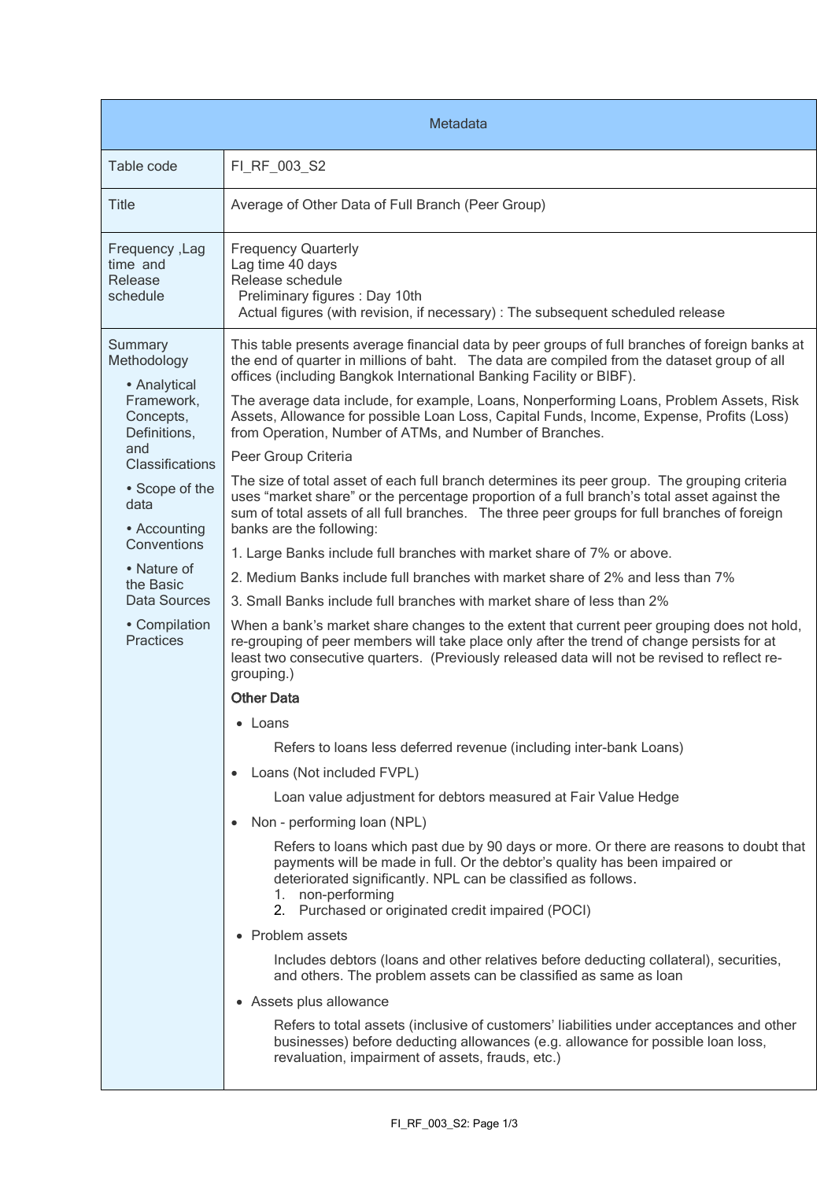| Metadata | |
|---|---|
| Table code | FI_RF_003_S2 |
| Title | Average of Other Data of Full Branch (Peer Group) |
| Frequency ,Lag time and Release schedule | Frequency Quarterly<br>Lag time 40 days<br>Release schedule<br>Preliminary figures : Day 10th<br>Actual figures (with revision, if necessary) : The subsequent scheduled release |
| Summary Methodology<br>• Analytical Framework, Concepts, Definitions, and Classifications<br>• Scope of the data<br>• Accounting Conventions<br>• Nature of the Basic Data Sources<br>• Compilation Practices | This table presents average financial data by peer groups of full branches of foreign banks at the end of quarter in millions of baht. The data are compiled from the dataset group of all offices (including Bangkok International Banking Facility or BIBF).<br><br>The average data include, for example, Loans, Nonperforming Loans, Problem Assets, Risk Assets, Allowance for possible Loan Loss, Capital Funds, Income, Expense, Profits (Loss) from Operation, Number of ATMs, and Number of Branches.<br><br>Peer Group Criteria<br><br>The size of total asset of each full branch determines its peer group. The grouping criteria uses "market share" or the percentage proportion of a full branch's total asset against the sum of total assets of all full branches. The three peer groups for full branches of foreign banks are the following:<br><br>1. Large Banks include full branches with market share of 7% or above.<br>2. Medium Banks include full branches with market share of 2% and less than 7%<br>3. Small Banks include full branches with market share of less than 2%<br><br>When a bank's market share changes to the extent that current peer grouping does not hold, re-grouping of peer members will take place only after the trend of change persists for at least two consecutive quarters. (Previously released data will not be revised to reflect re-grouping.)<br><br>**Other Data**<br><br>• Loans<br>Refers to loans less deferred revenue (including inter-bank Loans)<br><br>• Loans (Not included FVPL)<br>Loan value adjustment for debtors measured at Fair Value Hedge<br><br>• Non - performing loan (NPL)<br>Refers to loans which past due by 90 days or more. Or there are reasons to doubt that payments will be made in full. Or the debtor's quality has been impaired or deteriorated significantly. NPL can be classified as follows.<br>1. non-performing<br>2. Purchased or originated credit impaired (POCI)<br><br>• Problem assets<br>Includes debtors (loans and other relatives before deducting collateral), securities, and others. The problem assets can be classified as same as loan<br><br>• Assets plus allowance<br>Refers to total assets (inclusive of customers' liabilities under acceptances and other businesses) before deducting allowances (e.g. allowance for possible loan loss, revaluation, impairment of assets, frauds, etc.) |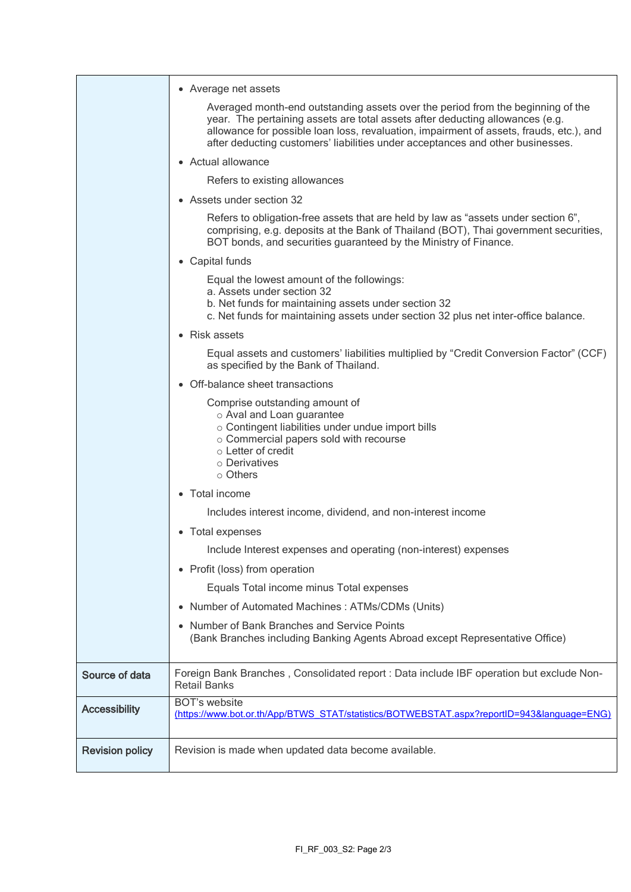| | |
|---|---|
| | • Average net assets<br><br>Averaged month-end outstanding assets over the period from the beginning of the year. The pertaining assets are total assets after deducting allowances (e.g. allowance for possible loan loss, revaluation, impairment of assets, frauds, etc.), and after deducting customers' liabilities under acceptances and other businesses.<br><br>• Actual allowance<br><br>Refers to existing allowances<br><br>• Assets under section 32<br><br>Refers to obligation-free assets that are held by law as "assets under section 6", comprising, e.g. deposits at the Bank of Thailand (BOT), Thai government securities, BOT bonds, and securities guaranteed by the Ministry of Finance.<br><br>• Capital funds<br><br>Equal the lowest amount of the followings:<br>a. Assets under section 32<br>b. Net funds for maintaining assets under section 32<br>c. Net funds for maintaining assets under section 32 plus net inter-office balance.<br><br>• Risk assets<br><br>Equal assets and customers' liabilities multiplied by "Credit Conversion Factor" (CCF) as specified by the Bank of Thailand.<br><br>• Off-balance sheet transactions<br><br>Comprise outstanding amount of<br>○ Aval and Loan guarantee<br>○ Contingent liabilities under undue import bills<br>○ Commercial papers sold with recourse<br>○ Letter of credit<br>○ Derivatives<br>○ Others<br><br>• Total income<br><br>Includes interest income, dividend, and non-interest income<br><br>• Total expenses<br><br>Include Interest expenses and operating (non-interest) expenses<br><br>• Profit (loss) from operation<br><br>Equals Total income minus Total expenses<br><br>• Number of Automated Machines : ATMs/CDMs (Units)<br><br>• Number of Bank Branches and Service Points<br>(Bank Branches including Banking Agents Abroad except Representative Office) |
| **Source of data** | Foreign Bank Branches , Consolidated report : Data include IBF operation but exclude Non-Retail Banks |
| **Accessibility** | BOT's website<br>(https://www.bot.or.th/App/BTWS_STAT/statistics/BOTWEBSTAT.aspx?reportID=943&language=ENG) |
| **Revision policy** | Revision is made when updated data become available. |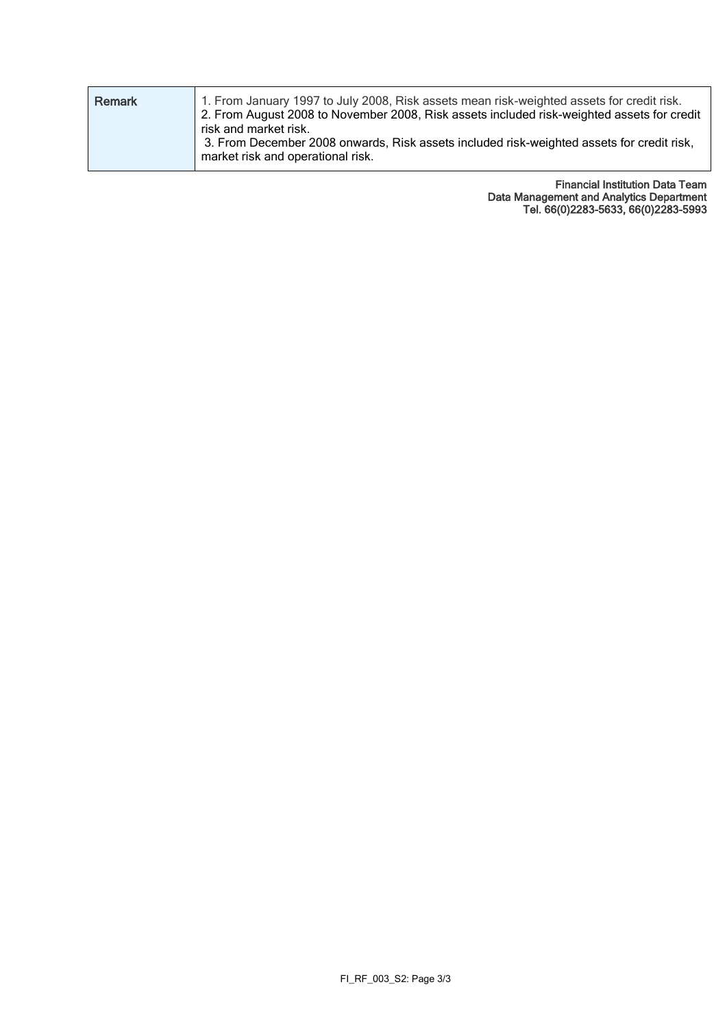| | |
|---|---|
| Remark | 1. From January 1997 to July 2008, Risk assets mean risk-weighted assets for credit risk.<br>2. From August 2008 to November 2008, Risk assets included risk-weighted assets for credit risk and market risk.<br>3. From December 2008 onwards, Risk assets included risk-weighted assets for credit risk, market risk and operational risk. |

Financial Institution Data Team
Data Management and Analytics Department
Tel. 66(0)2283-5633, 66(0)2283-5993

FI_RF_003_S2: Page 3/3